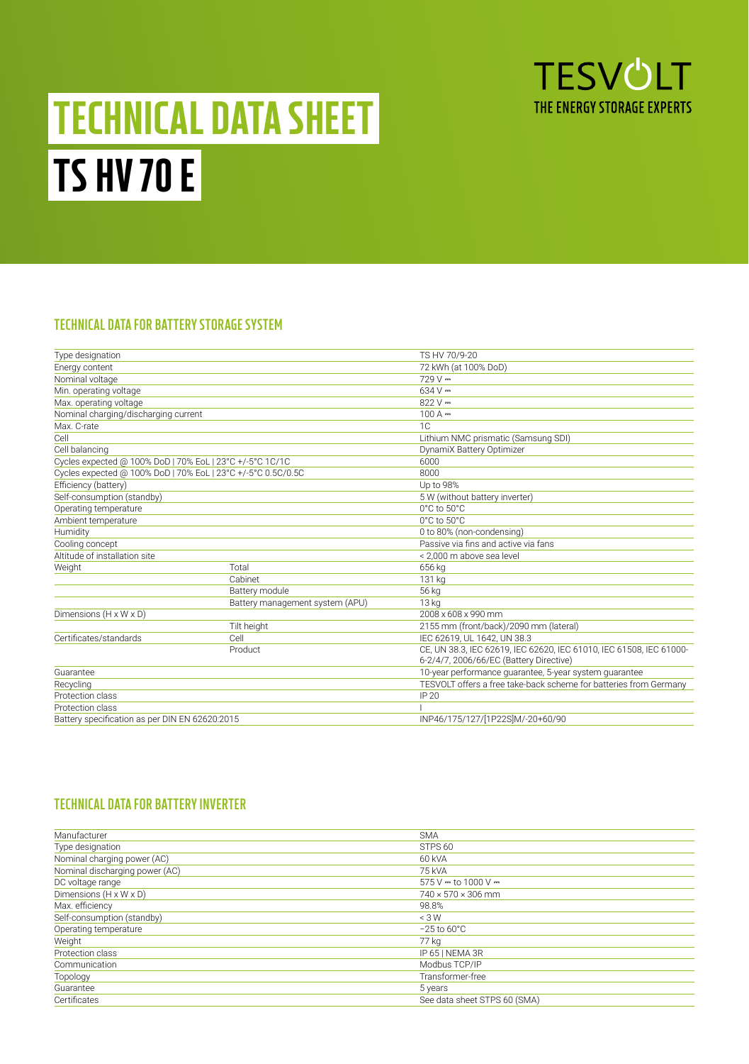# TECHNICAL DATA SHEET

# TS HV 70 E

TESVOLT
THE ENERGY STORAGE EXPERTS

## TECHNICAL DATA FOR BATTERY STORAGE SYSTEM

| | | |
|---|---|---|
| Type designation | | TS HV 70/9-20 |
| Energy content | | 72 kWh (at 100% DoD) |
| Nominal voltage | | 729 V ⎓ |
| Min. operating voltage | | 634 V ⎓ |
| Max. operating voltage | | 822 V ⎓ |
| Nominal charging/discharging current | | 100 A ⎓ |
| Max. C-rate | | 1C |
| Cell | | Lithium NMC prismatic (Samsung SDI) |
| Cell balancing | | DynamiX Battery Optimizer |
| Cycles expected @ 100% DoD \| 70% EoL \| 23°C +/-5°C 1C/1C | | 6000 |
| Cycles expected @ 100% DoD \| 70% EoL \| 23°C +/-5°C 0.5C/0.5C | | 8000 |
| Efficiency (battery) | | Up to 98% |
| Self-consumption (standby) | | 5 W (without battery inverter) |
| Operating temperature | | 0°C to 50°C |
| Ambient temperature | | 0°C to 50°C |
| Humidity | | 0 to 80% (non-condensing) |
| Cooling concept | | Passive via fins and active via fans |
| Altitude of installation site | | < 2,000 m above sea level |
| Weight | Total | 656 kg |
| | Cabinet | 131 kg |
| | Battery module | 56 kg |
| | Battery management system (APU) | 13 kg |
| Dimensions (H x W x D) | | 2008 x 608 x 990 mm |
| | Tilt height | 2155 mm (front/back)/2090 mm (lateral) |
| Certificates/standards | Cell | IEC 62619, UL 1642, UN 38.3 |
| | Product | CE, UN 38.3, IEC 62619, IEC 62620, IEC 61010, IEC 61508, IEC 61000-6-2/4/7, 2006/66/EC (Battery Directive) |
| Guarantee | | 10-year performance guarantee, 5-year system guarantee |
| Recycling | | TESVOLT offers a free take-back scheme for batteries from Germany |
| Protection class | | IP 20 |
| Protection class | | I |
| Battery specification as per DIN EN 62620:2015 | | INP46/175/127/[1P22S]M/-20+60/90 |

## TECHNICAL DATA FOR BATTERY INVERTER

| | |
|---|---|
| Manufacturer | SMA |
| Type designation | STPS 60 |
| Nominal charging power (AC) | 60 kVA |
| Nominal discharging power (AC) | 75 kVA |
| DC voltage range | 575 V ⎓ to 1000 V ⎓ |
| Dimensions (H x W x D) | 740 × 570 × 306 mm |
| Max. efficiency | 98.8% |
| Self-consumption (standby) | < 3 W |
| Operating temperature | −25 to 60°C |
| Weight | 77 kg |
| Protection class | IP 65 \| NEMA 3R |
| Communication | Modbus TCP/IP |
| Topology | Transformer-free |
| Guarantee | 5 years |
| Certificates | See data sheet STPS 60 (SMA) |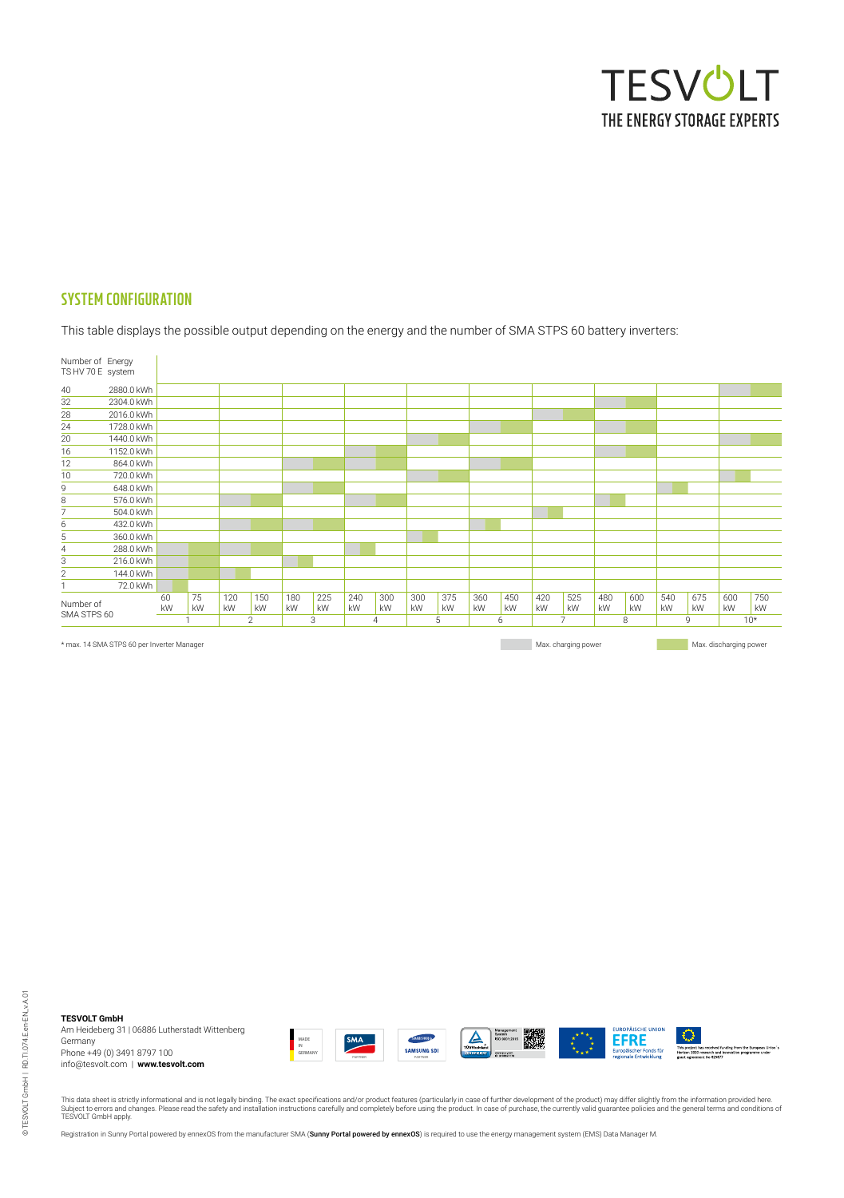## SYSTEM CONFIGURATION

This table displays the possible output depending on the energy and the number of SMA STPS 60 battery inverters:

Number of TS HV 70 E | Energy system

40 | 2880.0 kWh
32 | 2304.0 kWh
28 | 2016.0 kWh
24 | 1728.0 kWh
20 | 1440.0 kWh
16 | 1152.0 kWh
12 | 864.0 kWh
10 | 720.0 kWh
9 | 648.0 kWh
8 | 576.0 kWh
7 | 504.0 kWh
6 | 432.0 kWh
5 | 360.0 kWh
4 | 288.0 kWh
3 | 216.0 kWh
2 | 144.0 kWh
1 | 72.0 kWh

Number of SMA STPS 60:

1: 60 kW | 75 kW
2: 120 kW | 150 kW
3: 180 kW | 225 kW
4: 240 kW | 300 kW
5: 300 kW | 375 kW
6: 360 kW | 450 kW
7: 420 kW | 525 kW
8: 480 kW | 600 kW
9: 540 kW | 675 kW
10*: 600 kW | 750 kW

\* max. 14 SMA STPS 60 per Inverter Manager

Max. charging power

Max. discharging power

**TESVOLT GmbH**
Am Heideberg 31 | 06886 Lutherstadt Wittenberg
Germany
Phone +49 (0) 3491 8797 100
info@tesvolt.com | **www.tesvolt.com**

This data sheet is strictly informational and is not legally binding. The exact specifications and/or product features (particularly in case of further development of the product) may differ slightly from the information provided here. Subject to errors and changes. Please read the safety and installation instructions carefully and completely before using the product. In case of purchase, the currently valid guarantee policies and the general terms and conditions of TESVOLT GmbH apply.

Registration in Sunny Portal powered by ennexOS from the manufacturer SMA (**Sunny Portal powered by ennexOS**) is required to use the energy management system (EMS) Data Manager M.